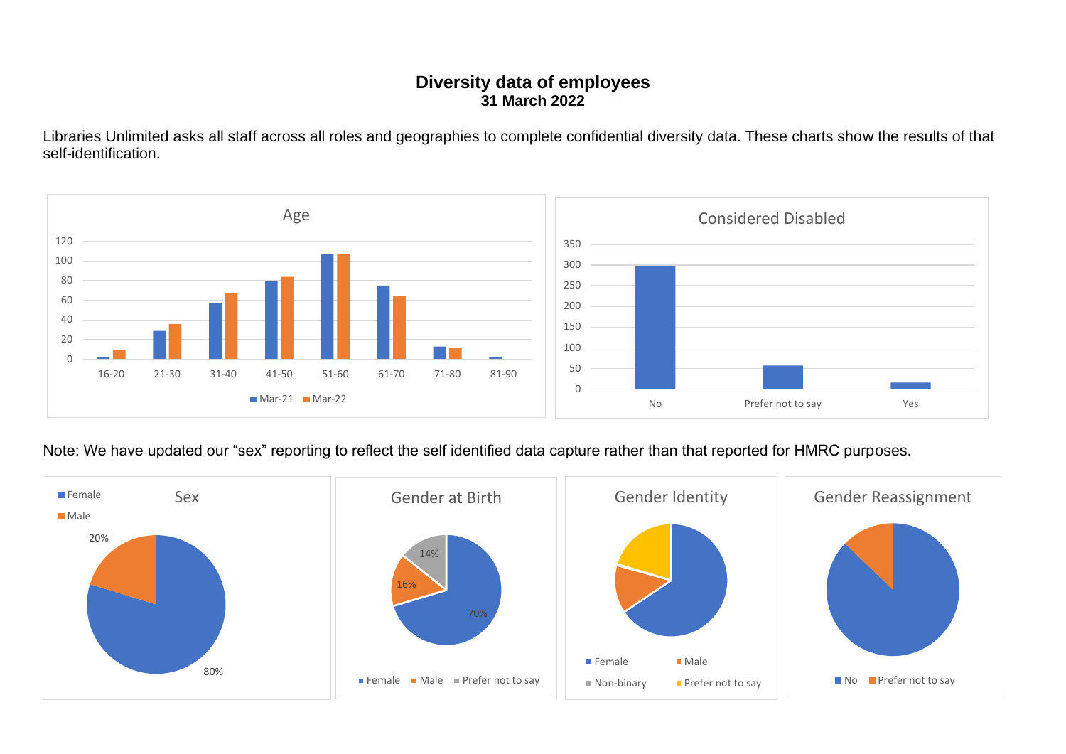# Diversity data of employees

## 31 March 2022

Libraries Unlimited asks all staff across all roles and geographies to complete confidential diversity data. These charts show the results of that self-identification.

Note: We have updated our “sex” reporting to reflect the self identified data capture rather than that reported for HMRC purposes.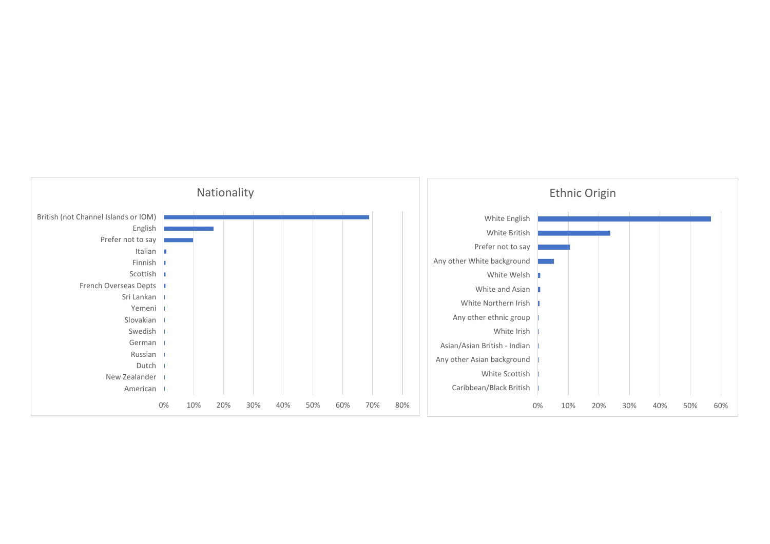## Nationality

British (not Channel Islands or IOM)
English
Prefer not to say
Italian
Finnish
Scottish
French Overseas Depts
Sri Lankan
Yemeni
Slovakian
Swedish
German
Russian
Dutch
New Zealander
American

0% 10% 20% 30% 40% 50% 60% 70% 80%

## Ethnic Origin

White English
White British
Prefer not to say
Any other White background
White Welsh
White and Asian
White Northern Irish
Any other ethnic group
White Irish
Asian/Asian British - Indian
Any other Asian background
White Scottish
Caribbean/Black British

0% 10% 20% 30% 40% 50% 60%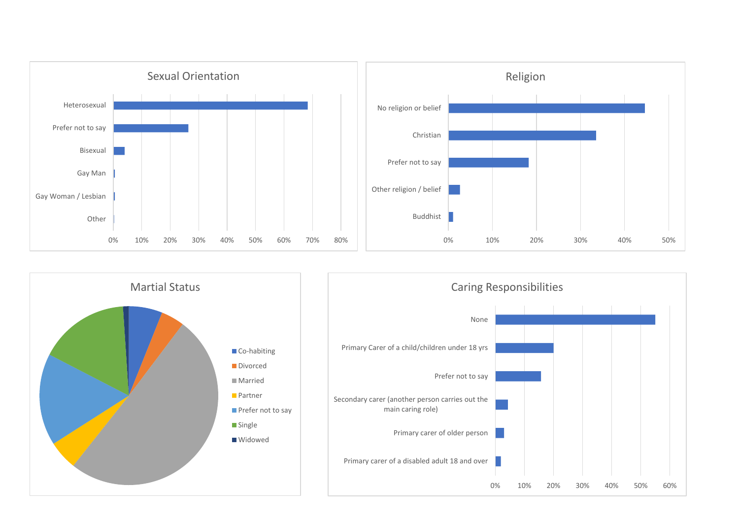## Sexual Orientation

Heterosexual
Prefer not to say
Bisexual
Gay Man
Gay Woman / Lesbian
Other

0% 10% 20% 30% 40% 50% 60% 70% 80%

## Religion

No religion or belief
Christian
Prefer not to say
Other religion / belief
Buddhist

0% 10% 20% 30% 40% 50%

## Martial Status

Co-habiting
Divorced
Married
Partner
Prefer not to say
Single
Widowed

## Caring Responsibilities

None
Primary Carer of a child/children under 18 yrs
Prefer not to say
Secondary carer (another person carries out the main caring role)
Primary carer of older person
Primary carer of a disabled adult 18 and over

0% 10% 20% 30% 40% 50% 60%